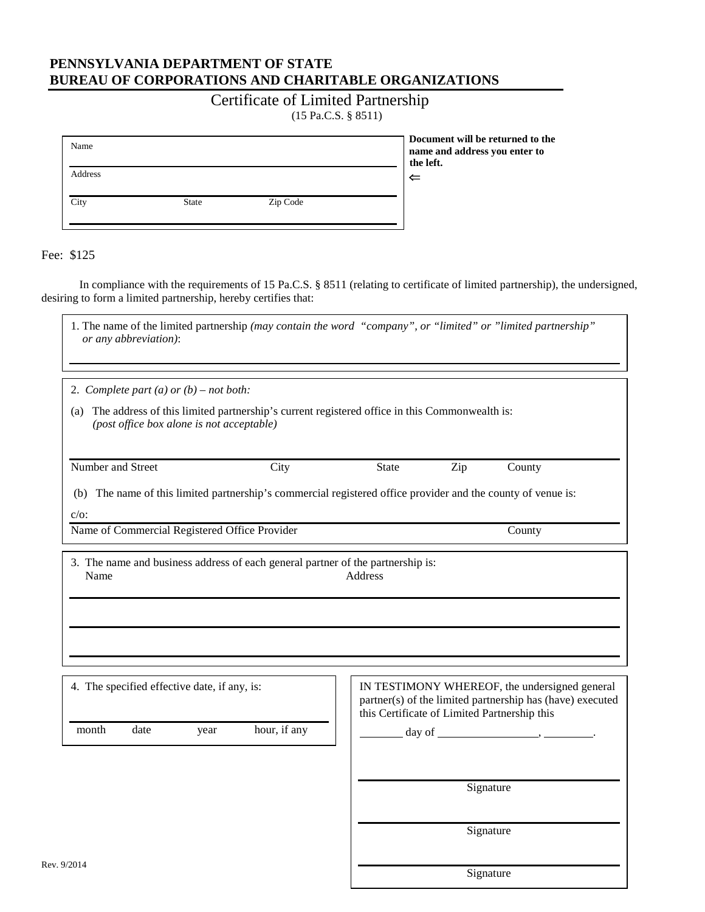**PENNSYLVANIA DEPARTMENT OF STATE**
**BUREAU OF CORPORATIONS AND CHARITABLE ORGANIZATIONS**

# Certificate of Limited Partnership

(15 Pa.C.S. § 8511)

| Name | | |
|---|---|---|
| Address | | |
| City | State | Zip Code |

**Document will be returned to the name and address you enter to the left.**
⇐

Fee: $125

In compliance with the requirements of 15 Pa.C.S. § 8511 (relating to certificate of limited partnership), the undersigned, desiring to form a limited partnership, hereby certifies that:

1. The name of the limited partnership *(may contain the word "company", or "limited" or "limited partnership" or any abbreviation)*:

2. *Complete part (a) or (b) – not both:*

(a) The address of this limited partnership's current registered office in this Commonwealth is: *(post office box alone is not acceptable)*

| Number and Street | City | State | Zip | County |
|---|---|---|---|---|

(b) The name of this limited partnership's commercial registered office provider and the county of venue is:

c/o:

| Name of Commercial Registered Office Provider | County |
|---|---|

3. The name and business address of each general partner of the partnership is:

| Name | Address |
|---|---|
| | |
| | |
| | |

4. The specified effective date, if any, is:

| month | date | year | hour, if any |
|---|---|---|---|

IN TESTIMONY WHEREOF, the undersigned general partner(s) of the limited partnership has (have) executed this Certificate of Limited Partnership this

________ day of __________________, _________.

Signature

Signature

Signature

Rev. 9/2014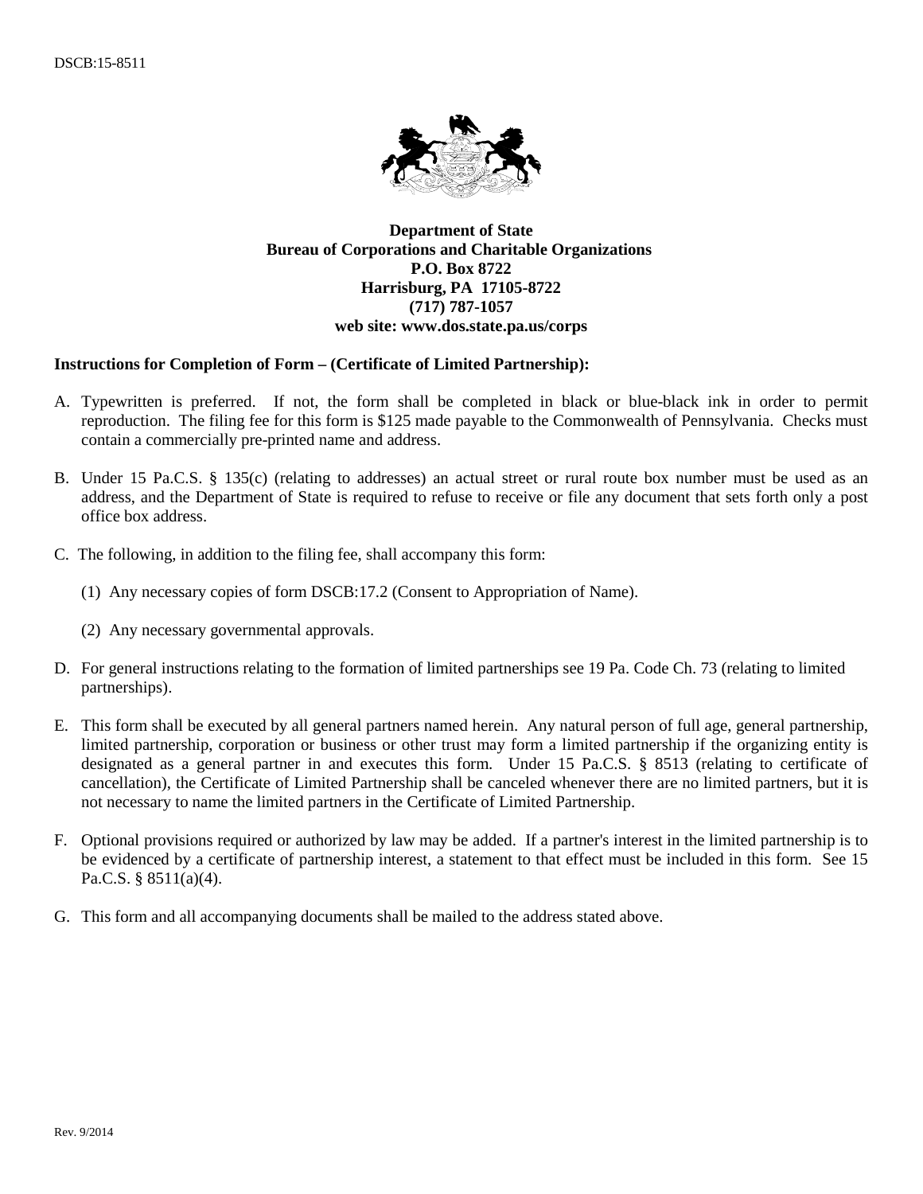DSCB:15-8511

**Department of State**
**Bureau of Corporations and Charitable Organizations**
**P.O. Box 8722**
**Harrisburg, PA 17105-8722**
**(717) 787-1057**
**web site: www.dos.state.pa.us/corps**

**Instructions for Completion of Form – (Certificate of Limited Partnership):**

A. Typewritten is preferred. If not, the form shall be completed in black or blue-black ink in order to permit reproduction. The filing fee for this form is $125 made payable to the Commonwealth of Pennsylvania. Checks must contain a commercially pre-printed name and address.

B. Under 15 Pa.C.S. § 135(c) (relating to addresses) an actual street or rural route box number must be used as an address, and the Department of State is required to refuse to receive or file any document that sets forth only a post office box address.

C. The following, in addition to the filing fee, shall accompany this form:

   (1) Any necessary copies of form DSCB:17.2 (Consent to Appropriation of Name).

   (2) Any necessary governmental approvals.

D. For general instructions relating to the formation of limited partnerships see 19 Pa. Code Ch. 73 (relating to limited partnerships).

E. This form shall be executed by all general partners named herein. Any natural person of full age, general partnership, limited partnership, corporation or business or other trust may form a limited partnership if the organizing entity is designated as a general partner in and executes this form. Under 15 Pa.C.S. § 8513 (relating to certificate of cancellation), the Certificate of Limited Partnership shall be canceled whenever there are no limited partners, but it is not necessary to name the limited partners in the Certificate of Limited Partnership.

F. Optional provisions required or authorized by law may be added. If a partner's interest in the limited partnership is to be evidenced by a certificate of partnership interest, a statement to that effect must be included in this form. See 15 Pa.C.S. § 8511(a)(4).

G. This form and all accompanying documents shall be mailed to the address stated above.

Rev. 9/2014